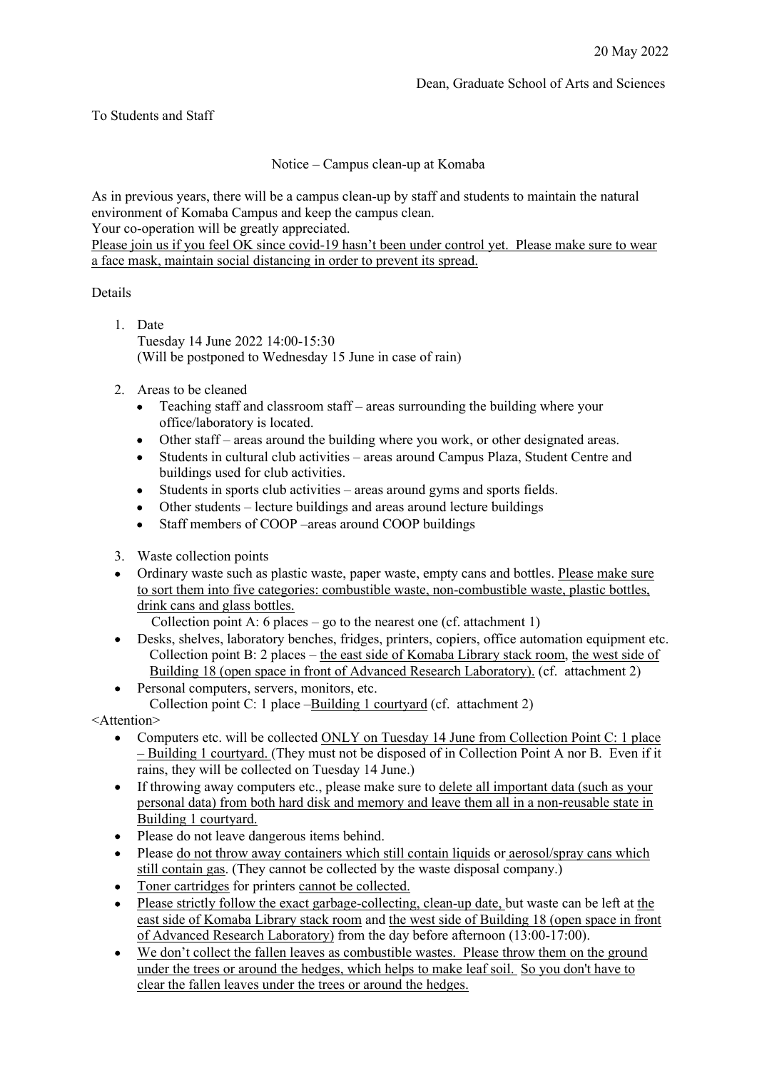20 May 2022

Dean, Graduate School of Arts and Sciences

To Students and Staff

## Notice – Campus clean-up at Komaba

As in previous years, there will be a campus clean-up by staff and students to maintain the natural environment of Komaba Campus and keep the campus clean.
Your co-operation will be greatly appreciated.
Please join us if you feel OK since covid-19 hasn't been under control yet. Please make sure to wear a face mask, maintain social distancing in order to prevent its spread.

Details

1. Date
   Tuesday 14 June 2022 14:00-15:30
   (Will be postponed to Wednesday 15 June in case of rain)

2. Areas to be cleaned
   - Teaching staff and classroom staff – areas surrounding the building where your office/laboratory is located.
   - Other staff – areas around the building where you work, or other designated areas.
   - Students in cultural club activities – areas around Campus Plaza, Student Centre and buildings used for club activities.
   - Students in sports club activities – areas around gyms and sports fields.
   - Other students – lecture buildings and areas around lecture buildings
   - Staff members of COOP –areas around COOP buildings

3. Waste collection points

- Ordinary waste such as plastic waste, paper waste, empty cans and bottles. Please make sure to sort them into five categories: combustible waste, non-combustible waste, plastic bottles, drink cans and glass bottles.
  Collection point A: 6 places – go to the nearest one (cf. attachment 1)
- Desks, shelves, laboratory benches, fridges, printers, copiers, office automation equipment etc.
  Collection point B: 2 places – the east side of Komaba Library stack room, the west side of Building 18 (open space in front of Advanced Research Laboratory). (cf. attachment 2)
- Personal computers, servers, monitors, etc.
  Collection point C: 1 place –Building 1 courtyard (cf. attachment 2)

<Attention>

- Computers etc. will be collected ONLY on Tuesday 14 June from Collection Point C: 1 place – Building 1 courtyard. (They must not be disposed of in Collection Point A nor B. Even if it rains, they will be collected on Tuesday 14 June.)
- If throwing away computers etc., please make sure to delete all important data (such as your personal data) from both hard disk and memory and leave them all in a non-reusable state in Building 1 courtyard.
- Please do not leave dangerous items behind.
- Please do not throw away containers which still contain liquids or aerosol/spray cans which still contain gas. (They cannot be collected by the waste disposal company.)
- Toner cartridges for printers cannot be collected.
- Please strictly follow the exact garbage-collecting, clean-up date, but waste can be left at the east side of Komaba Library stack room and the west side of Building 18 (open space in front of Advanced Research Laboratory) from the day before afternoon (13:00-17:00).
- We don't collect the fallen leaves as combustible wastes. Please throw them on the ground under the trees or around the hedges, which helps to make leaf soil. So you don't have to clear the fallen leaves under the trees or around the hedges.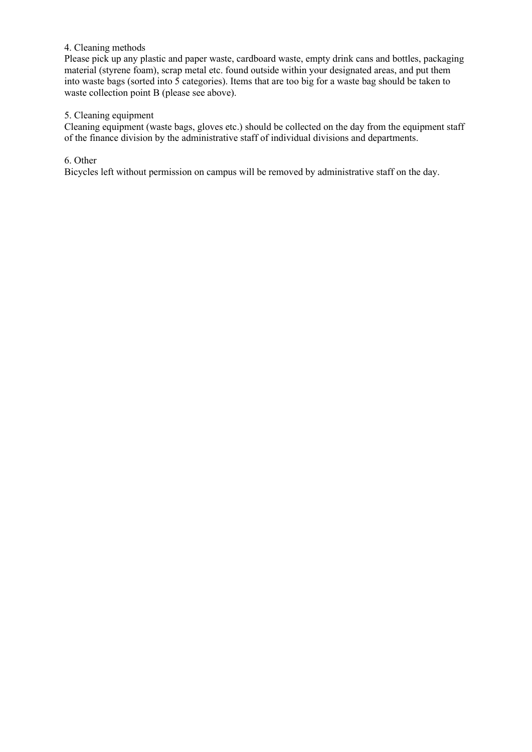4. Cleaning methods

Please pick up any plastic and paper waste, cardboard waste, empty drink cans and bottles, packaging material (styrene foam), scrap metal etc. found outside within your designated areas, and put them into waste bags (sorted into 5 categories). Items that are too big for a waste bag should be taken to waste collection point B (please see above).

5. Cleaning equipment

Cleaning equipment (waste bags, gloves etc.) should be collected on the day from the equipment staff of the finance division by the administrative staff of individual divisions and departments.

6. Other

Bicycles left without permission on campus will be removed by administrative staff on the day.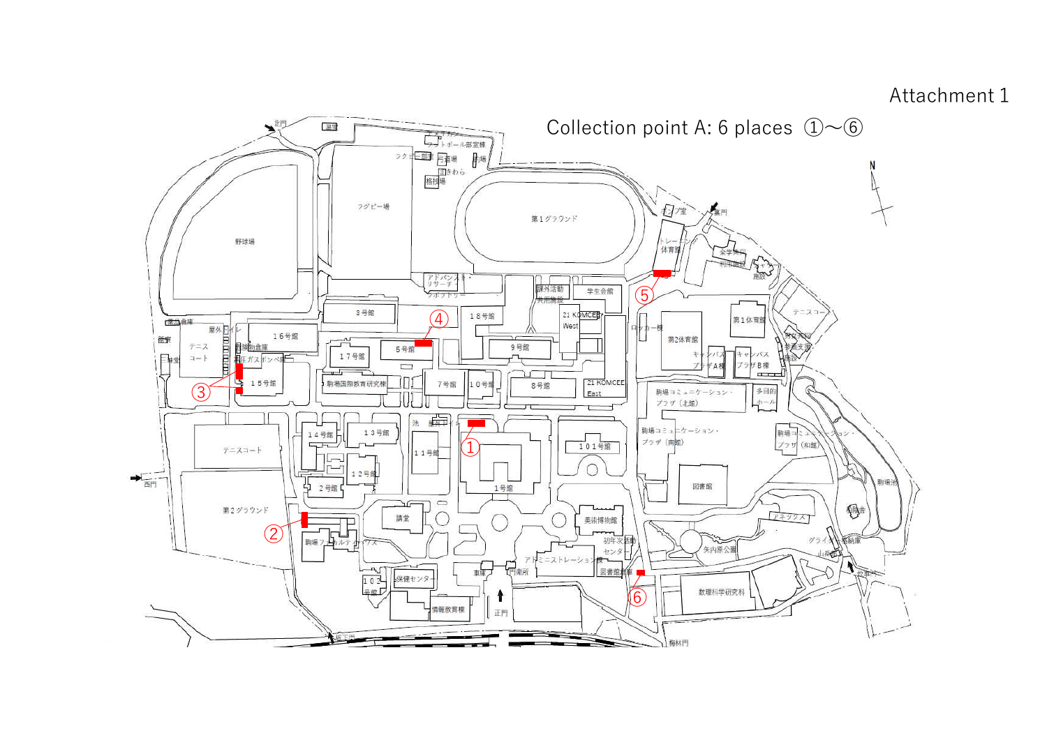Attachment 1

Collection point A: 6 places ①～⑥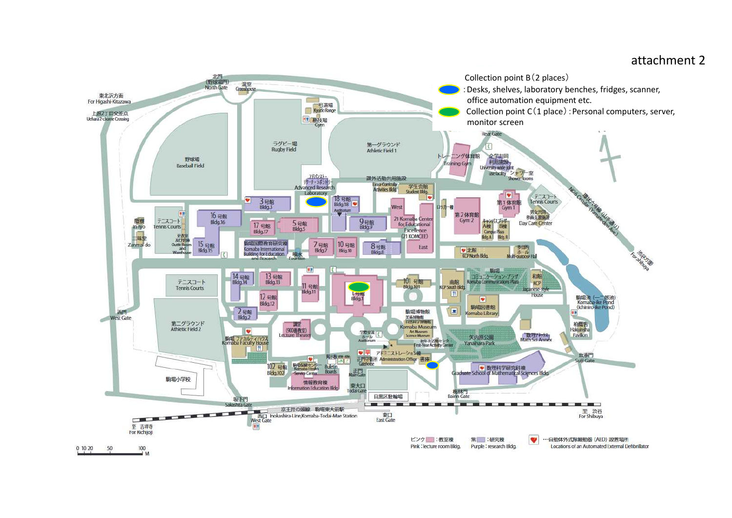attachment 2

Collection point B（2 places）

: Desks, shelves, laboratory benches, fridges, scanner, office automation equipment etc.

Collection point C（1 place）: Personal computers, server, monitor screen

北門（野球場門）North Gate

温室 Greenhouse

弓道場 Kyudo Range

格技場 Gym

東北沢方面 For Higashi-Kitazawa

上原2丁目交差点 Uehara 2-chome Crossing

野球場 Baseball Field

ラグビー場 Rugby Field

第一グラウンド Athletic Field 1

Rear Gate

トレーニング体育館 Training Gym

全学共同利用施設 University-wide joint use facility

シャワー室 Shower Rooms

アドバンスト・リサーチ・ラボラトリー Advanced Research Laboratory

課外活動共用施設 Extra-Curricular Activities Bldg.

学生会館 Student Bldg.

テニスコート Tennis Courts

3号館 Bldg.3

18号館 Bldg.18 Auditorium

West

21 Komaba Center for Educational Excellence (21 KOMCEE)

East

ロッカー棟

第2体育館 Gym 2

第1体育館 Gym 1

男女共同参画支援施設 Day Care Center

キャンパスプラザ A棟 B棟 Campus Plaza Bldg. A Bldg. B

陽霽 In-iyo

テニスコート Tennis Courts

16号館 Bldg.16

17号館 Bldg.17

5号館 Bldg.5

9号館 Bldg.9

三昧堂 Zanmai-do

更衣室及び倉庫 Outfit Room and Warehouse

15号館 Bldg.15

駒場国際教育研究棟 Komaba International Building for Education and Research

噴水 Fountain

7号館 Bldg.7

10号館 Bldg.10

8号館 Bldg.8

北館 KCP North Bldg.

多目的ホール Multi-purpose Hall

NO.6 Circular (Yamate-dori Ave.) 環状6号線（山手通り）

渋谷方面 For Shibuya

テニスコート Tennis Courts

14号館 Bldg.14

13号館 Bldg.13

11号館 Bldg.11

1号館 Bldg.1

101号館 Bldg.101

南館 KCP South Bldg.

駒場コミュニケーション・プラザ Komaba Communication Plaza

和館 KCP Japanese-style House

12号館 Bldg.12

駒場図書館 Komaba Library

駒場池（一二郎池）Komaba-ike Pond (Ichiniro-ike Pond)

西門 West Gate

2号館 Bldg.2

第二グラウンド Athletic Field 2

講堂（900番教室）Lecture Theater

駒場博物館 Komaba Museum 美術博物館 Art Museum 自然科学博物館 Science Museum

学際交流ホール Auditorium

初年次活動センター First-Year Activity Center

矢内原公園 Yanaihara Park

数理アネックス Math Sci Annex

柏蔭舎 Hakuinsha Pavilion

駒場ファカルティハウス Komaba Faculty House

アドミニストレーション棟 Administration Office

正門守衛所 Gatehouse

書庫

数理科学研究科棟 Graduate School of Mathematical Sciences Bldg.

炊事門 Suiji Gate

駒場小学校

102号館 Bldg.102

駒場保健センター Komaba Health Service Center

掲示板 Bulletin Boards

正門 Main Gate

情報教育棟 Information Education Bldg.

東大口 Todai Gate

目黒区駐輪場

梅林門 Bairin Gate

坂下門 Sakashita Gate

京王井の頭線 駒場東大前駅 Inokashira-Line Komaba-Todai-Mae Station

西口 West Gate

東口 East Gate

至 吉祥寺 For Kichijoji

至 渋谷 For Shibuya

0 10 20 50 100 M

ピンク：教室棟 Pink : lecture room Bldg.

紫：研究棟 Purple : research Bldg.

…自動体外式除細動器（AED）設置場所 Locations of an Automated External Defibrillator